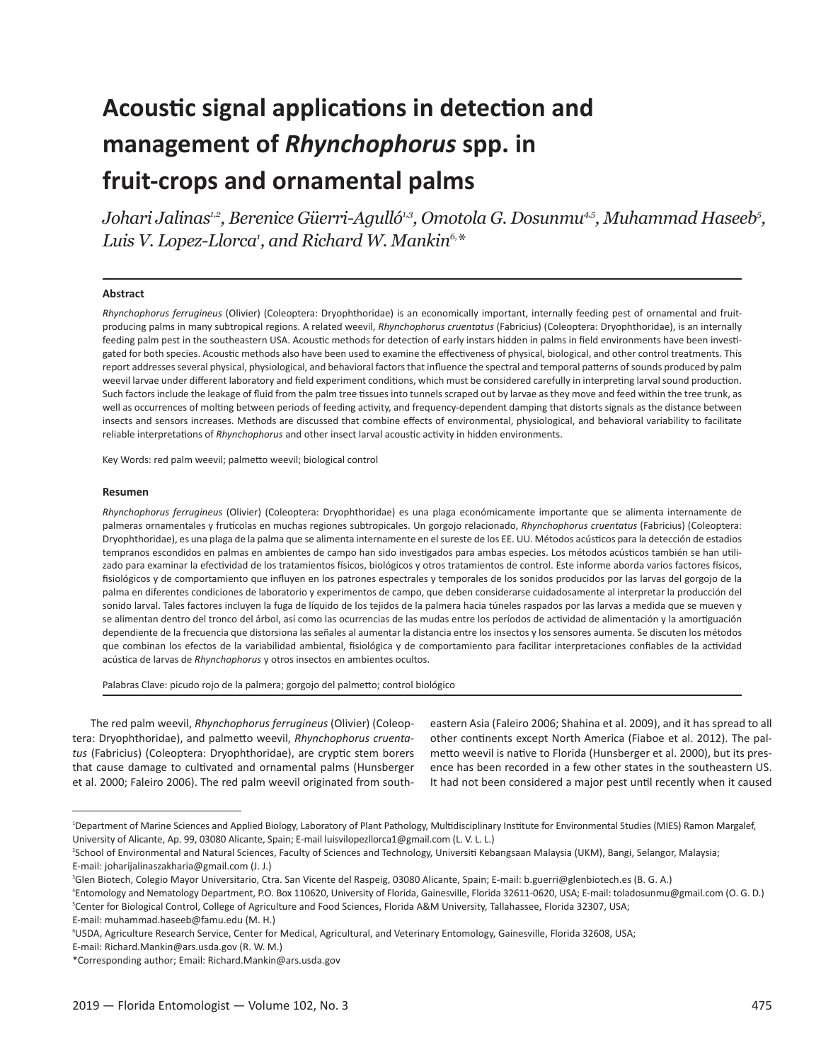# Acoustic signal applications in detection and management of *Rhynchophorus* spp. in fruit-crops and ornamental palms

*Johari Jalinas[1,2], Berenice Güerri-Agulló[1,3], Omotola G. Dosunmu[4,5], Muhammad Haseeb[5], Luis V. Lopez-Llorca[1], and Richard W. Mankin[6,*]*

## Abstract

*Rhynchophorus ferrugineus* (Olivier) (Coleoptera: Dryophthoridae) is an economically important, internally feeding pest of ornamental and fruit-producing palms in many subtropical regions. A related weevil, *Rhynchophorus cruentatus* (Fabricius) (Coleoptera: Dryophthoridae), is an internally feeding palm pest in the southeastern USA. Acoustic methods for detection of early instars hidden in palms in field environments have been investigated for both species. Acoustic methods also have been used to examine the effectiveness of physical, biological, and other control treatments. This report addresses several physical, physiological, and behavioral factors that influence the spectral and temporal patterns of sounds produced by palm weevil larvae under different laboratory and field experiment conditions, which must be considered carefully in interpreting larval sound production. Such factors include the leakage of fluid from the palm tree tissues into tunnels scraped out by larvae as they move and feed within the tree trunk, as well as occurrences of molting between periods of feeding activity, and frequency-dependent damping that distorts signals as the distance between insects and sensors increases. Methods are discussed that combine effects of environmental, physiological, and behavioral variability to facilitate reliable interpretations of *Rhynchophorus* and other insect larval acoustic activity in hidden environments.

Key Words: red palm weevil; palmetto weevil; biological control

## Resumen

*Rhynchophorus ferrugineus* (Olivier) (Coleoptera: Dryophthoridae) es una plaga económicamente importante que se alimenta internamente de palmeras ornamentales y frutícolas en muchas regiones subtropicales. Un gorgojo relacionado, *Rhynchophorus cruentatus* (Fabricius) (Coleoptera: Dryophthoridae), es una plaga de la palma que se alimenta internamente en el sureste de los EE. UU. Métodos acústicos para la detección de estadios tempranos escondidos en palmas en ambientes de campo han sido investigados para ambas especies. Los métodos acústicos también se han utilizado para examinar la efectividad de los tratamientos físicos, biológicos y otros tratamientos de control. Este informe aborda varios factores físicos, fisiológicos y de comportamiento que influyen en los patrones espectrales y temporales de los sonidos producidos por las larvas del gorgojo de la palma en diferentes condiciones de laboratorio y experimentos de campo, que deben considerarse cuidadosamente al interpretar la producción del sonido larval. Tales factores incluyen la fuga de líquido de los tejidos de la palmera hacia túneles raspados por las larvas a medida que se mueven y se alimentan dentro del tronco del árbol, así como las ocurrencias de las mudas entre los períodos de actividad de alimentación y la amortiguación dependiente de la frecuencia que distorsiona las señales al aumentar la distancia entre los insectos y los sensores aumenta. Se discuten los métodos que combinan los efectos de la variabilidad ambiental, fisiológica y de comportamiento para facilitar interpretaciones confiables de la actividad acústica de larvas de *Rhynchophorus* y otros insectos en ambientes ocultos.

Palabras Clave: picudo rojo de la palmera; gorgojo del palmetto; control biológico

The red palm weevil, *Rhynchophorus ferrugineus* (Olivier) (Coleoptera: Dryophthoridae), and palmetto weevil, *Rhynchophorus cruentatus* (Fabricius) (Coleoptera: Dryophthoridae), are cryptic stem borers that cause damage to cultivated and ornamental palms (Hunsberger et al. 2000; Faleiro 2006). The red palm weevil originated from southeastern Asia (Faleiro 2006; Shahina et al. 2009), and it has spread to all other continents except North America (Fiaboe et al. 2012). The palmetto weevil is native to Florida (Hunsberger et al. 2000), but its presence has been recorded in a few other states in the southeastern US. It had not been considered a major pest until recently when it caused

---

[1]Department of Marine Sciences and Applied Biology, Laboratory of Plant Pathology, Multidisciplinary Institute for Environmental Studies (MIES) Ramon Margalef, University of Alicante, Ap. 99, 03080 Alicante, Spain; E-mail luisvilopezllorca1@gmail.com (L. V. L. L.)

[2]School of Environmental and Natural Sciences, Faculty of Sciences and Technology, Universiti Kebangsaan Malaysia (UKM), Bangi, Selangor, Malaysia; E-mail: joharijalinaszakharia@gmail.com (J. J.)

[3]Glen Biotech, Colegio Mayor Universitario, Ctra. San Vicente del Raspeig, 03080 Alicante, Spain; E-mail: b.guerri@glenbiotech.es (B. G. A.)

[4]Entomology and Nematology Department, P.O. Box 110620, University of Florida, Gainesville, Florida 32611-0620, USA; E-mail: toladosunmu@gmail.com (O. G. D.)

[5]Center for Biological Control, College of Agriculture and Food Sciences, Florida A&M University, Tallahassee, Florida 32307, USA; E-mail: muhammad.haseeb@famu.edu (M. H.)

[6]USDA, Agriculture Research Service, Center for Medical, Agricultural, and Veterinary Entomology, Gainesville, Florida 32608, USA; E-mail: Richard.Mankin@ars.usda.gov (R. W. M.)

*Corresponding author; Email: Richard.Mankin@ars.usda.gov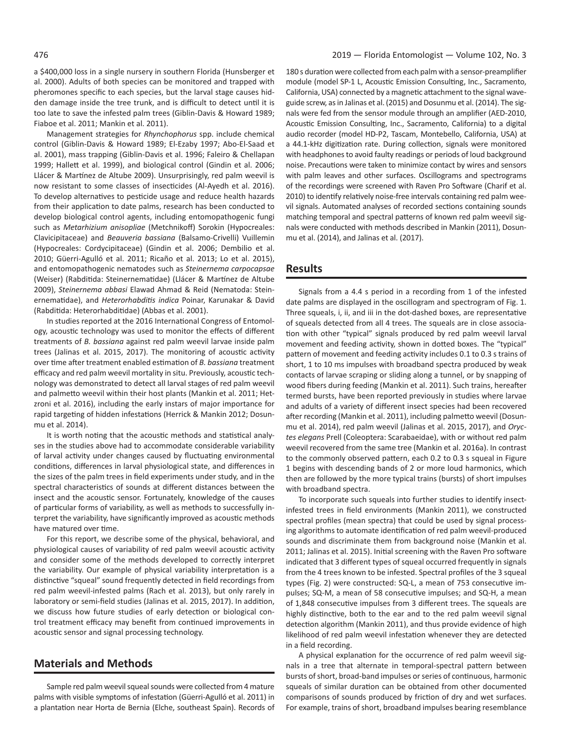a $400,000 loss in a single nursery in southern Florida (Hunsberger et al. 2000). Adults of both species can be monitored and trapped with pheromones specific to each species, but the larval stage causes hidden damage inside the tree trunk, and is difficult to detect until it is too late to save the infested palm trees (Giblin-Davis & Howard 1989; Fiaboe et al. 2011; Mankin et al. 2011).

Management strategies for *Rhynchophorus* spp. include chemical control (Giblin-Davis & Howard 1989; El-Ezaby 1997; Abo-El-Saad et al. 2001), mass trapping (Giblin-Davis et al. 1996; Faleiro & Chellapan 1999; Hallett et al. 1999), and biological control (Gindin et al. 2006; Llácer & Martínez de Altube 2009). Unsurprisingly, red palm weevil is now resistant to some classes of insecticides (Al-Ayedh et al. 2016). To develop alternatives to pesticide usage and reduce health hazards from their application to date palms, research has been conducted to develop biological control agents, including entomopathogenic fungi such as *Metarhizium anisopliae* (Metchnikoff) Sorokin (Hypocreales: Clavicipitaceae) and *Beauveria bassiana* (Balsamo-Crivelli) Vuillemin (Hypocreales: Cordycipitaceae) (Gindin et al. 2006; Dembilio et al. 2010; Güerri-Agulló et al. 2011; Ricaño et al. 2013; Lo et al. 2015), and entomopathogenic nematodes such as *Steinernema carpocapsae* (Weiser) (Rabditida: Steinernematidae) (Llácer & Martínez de Altube 2009), *Steinernema abbasi* Elawad Ahmad & Reid (Nematoda: Steinernematidae), and *Heterorhabditis indica* Poinar, Karunakar & David (Rabditida: Heterorhabditidae) (Abbas et al. 2001).

In studies reported at the 2016 International Congress of Entomology, acoustic technology was used to monitor the effects of different treatments of *B. bassiana* against red palm weevil larvae inside palm trees (Jalinas et al. 2015, 2017). The monitoring of acoustic activity over time after treatment enabled estimation of *B. bassiana* treatment efficacy and red palm weevil mortality in situ. Previously, acoustic technology was demonstrated to detect all larval stages of red palm weevil and palmetto weevil within their host plants (Mankin et al. 2011; Hetzroni et al. 2016), including the early instars of major importance for rapid targeting of hidden infestations (Herrick & Mankin 2012; Dosunmu et al. 2014).

It is worth noting that the acoustic methods and statistical analyses in the studies above had to accommodate considerable variability of larval activity under changes caused by fluctuating environmental conditions, differences in larval physiological state, and differences in the sizes of the palm trees in field experiments under study, and in the spectral characteristics of sounds at different distances between the insect and the acoustic sensor. Fortunately, knowledge of the causes of particular forms of variability, as well as methods to successfully interpret the variability, have significantly improved as acoustic methods have matured over time.

For this report, we describe some of the physical, behavioral, and physiological causes of variability of red palm weevil acoustic activity and consider some of the methods developed to correctly interpret the variability. Our example of physical variability interpretation is a distinctive "squeal" sound frequently detected in field recordings from red palm weevil-infested palms (Rach et al. 2013), but only rarely in laboratory or semi-field studies (Jalinas et al. 2015, 2017). In addition, we discuss how future studies of early detection or biological control treatment efficacy may benefit from continued improvements in acoustic sensor and signal processing technology.

## Materials and Methods

Sample red palm weevil squeal sounds were collected from 4 mature palms with visible symptoms of infestation (Güerri-Agulló et al. 2011) in a plantation near Horta de Bernia (Elche, southeast Spain). Records of 180 s duration were collected from each palm with a sensor-preamplifier module (model SP-1 L, Acoustic Emission Consulting, Inc., Sacramento, California, USA) connected by a magnetic attachment to the signal waveguide screw, as in Jalinas et al. (2015) and Dosunmu et al. (2014). The signals were fed from the sensor module through an amplifier (AED-2010, Acoustic Emission Consulting, Inc., Sacramento, California) to a digital audio recorder (model HD-P2, Tascam, Montebello, California, USA) at a 44.1-kHz digitization rate. During collection, signals were monitored with headphones to avoid faulty readings or periods of loud background noise. Precautions were taken to minimize contact by wires and sensors with palm leaves and other surfaces. Oscillograms and spectrograms of the recordings were screened with Raven Pro Software (Charif et al. 2010) to identify relatively noise-free intervals containing red palm weevil signals. Automated analyses of recorded sections containing sounds matching temporal and spectral patterns of known red palm weevil signals were conducted with methods described in Mankin (2011), Dosunmu et al. (2014), and Jalinas et al. (2017).

## Results

Signals from a 4.4 s period in a recording from 1 of the infested date palms are displayed in the oscillogram and spectrogram of Fig. 1. Three squeals, i, ii, and iii in the dot-dashed boxes, are representative of squeals detected from all 4 trees. The squeals are in close association with other "typical" signals produced by red palm weevil larval movement and feeding activity, shown in dotted boxes. The "typical" pattern of movement and feeding activity includes 0.1 to 0.3 s trains of short, 1 to 10 ms impulses with broadband spectra produced by weak contacts of larvae scraping or sliding along a tunnel, or by snapping of wood fibers during feeding (Mankin et al. 2011). Such trains, hereafter termed bursts, have been reported previously in studies where larvae and adults of a variety of different insect species had been recovered after recording (Mankin et al. 2011), including palmetto weevil (Dosunmu et al. 2014), red palm weevil (Jalinas et al. 2015, 2017), and *Oryctes elegans* Prell (Coleoptera: Scarabaeidae), with or without red palm weevil recovered from the same tree (Mankin et al. 2016a). In contrast to the commonly observed pattern, each 0.2 to 0.3 s squeal in Figure 1 begins with descending bands of 2 or more loud harmonics, which then are followed by the more typical trains (bursts) of short impulses with broadband spectra.

To incorporate such squeals into further studies to identify insect-infested trees in field environments (Mankin 2011), we constructed spectral profiles (mean spectra) that could be used by signal processing algorithms to automate identification of red palm weevil-produced sounds and discriminate them from background noise (Mankin et al. 2011; Jalinas et al. 2015). Initial screening with the Raven Pro software indicated that 3 different types of squeal occurred frequently in signals from the 4 trees known to be infested. Spectral profiles of the 3 squeal types (Fig. 2) were constructed: SQ-L, a mean of 753 consecutive impulses; SQ-M, a mean of 58 consecutive impulses; and SQ-H, a mean of 1,848 consecutive impulses from 3 different trees. The squeals are highly distinctive, both to the ear and to the red palm weevil signal detection algorithm (Mankin 2011), and thus provide evidence of high likelihood of red palm weevil infestation whenever they are detected in a field recording.

A physical explanation for the occurrence of red palm weevil signals in a tree that alternate in temporal-spectral pattern between bursts of short, broad-band impulses or series of continuous, harmonic squeals of similar duration can be obtained from other documented comparisons of sounds produced by friction of dry and wet surfaces. For example, trains of short, broadband impulses bearing resemblance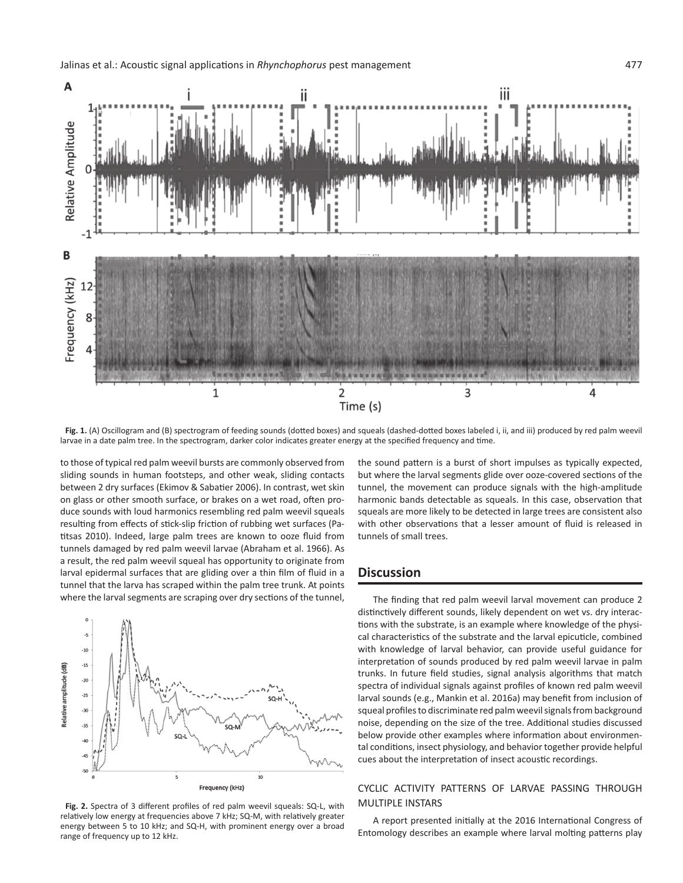Fig. 1. (A) Oscillogram and (B) spectrogram of feeding sounds (dotted boxes) and squeals (dashed-dotted boxes labeled i, ii, and iii) produced by red palm weevil larvae in a date palm tree. In the spectrogram, darker color indicates greater energy at the specified frequency and time.

to those of typical red palm weevil bursts are commonly observed from sliding sounds in human footsteps, and other weak, sliding contacts between 2 dry surfaces (Ekimov & Sabatier 2006). In contrast, wet skin on glass or other smooth surface, or brakes on a wet road, often produce sounds with loud harmonics resembling red palm weevil squeals resulting from effects of stick-slip friction of rubbing wet surfaces (Patitsas 2010). Indeed, large palm trees are known to ooze fluid from tunnels damaged by red palm weevil larvae (Abraham et al. 1966). As a result, the red palm weevil squeal has opportunity to originate from larval epidermal surfaces that are gliding over a thin film of fluid in a tunnel that the larva has scraped within the palm tree trunk. At points where the larval segments are scraping over dry sections of the tunnel, the sound pattern is a burst of short impulses as typically expected, but where the larval segments glide over ooze-covered sections of the tunnel, the movement can produce signals with the high-amplitude harmonic bands detectable as squeals. In this case, observation that squeals are more likely to be detected in large trees are consistent also with other observations that a lesser amount of fluid is released in tunnels of small trees.

Fig. 2. Spectra of 3 different profiles of red palm weevil squeals: SQ-L, with relatively low energy at frequencies above 7 kHz; SQ-M, with relatively greater energy between 5 to 10 kHz; and SQ-H, with prominent energy over a broad range of frequency up to 12 kHz.

## Discussion

The finding that red palm weevil larval movement can produce 2 distinctively different sounds, likely dependent on wet vs. dry interactions with the substrate, is an example where knowledge of the physical characteristics of the substrate and the larval epicuticle, combined with knowledge of larval behavior, can provide useful guidance for interpretation of sounds produced by red palm weevil larvae in palm trunks. In future field studies, signal analysis algorithms that match spectra of individual signals against profiles of known red palm weevil larval sounds (e.g., Mankin et al. 2016a) may benefit from inclusion of squeal profiles to discriminate red palm weevil signals from background noise, depending on the size of the tree. Additional studies discussed below provide other examples where information about environmental conditions, insect physiology, and behavior together provide helpful cues about the interpretation of insect acoustic recordings.

### CYCLIC ACTIVITY PATTERNS OF LARVAE PASSING THROUGH MULTIPLE INSTARS

A report presented initially at the 2016 International Congress of Entomology describes an example where larval molting patterns play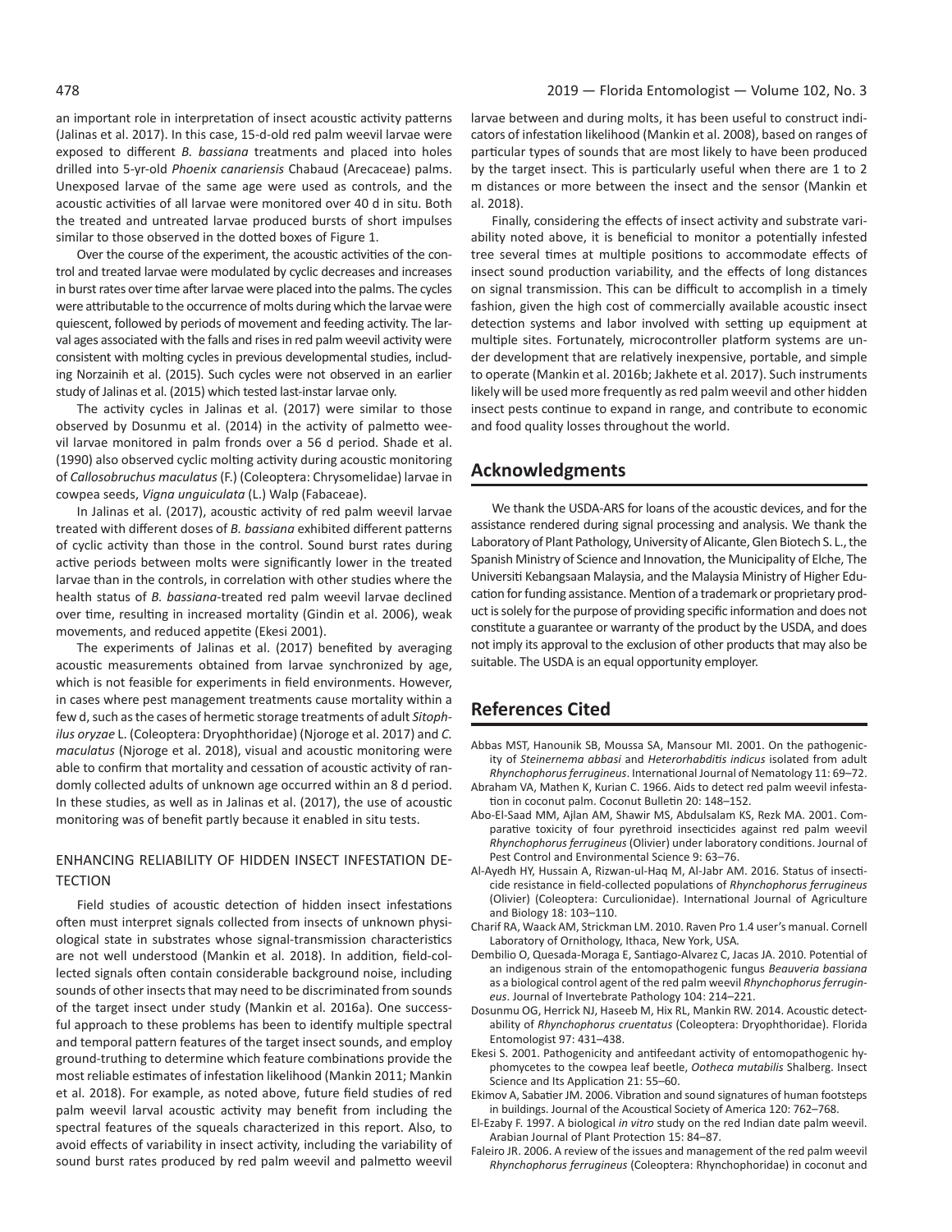an important role in interpretation of insect acoustic activity patterns (Jalinas et al. 2017). In this case, 15-d-old red palm weevil larvae were exposed to different *B. bassiana* treatments and placed into holes drilled into 5-yr-old *Phoenix canariensis* Chabaud (Arecaceae) palms. Unexposed larvae of the same age were used as controls, and the acoustic activities of all larvae were monitored over 40 d in situ. Both the treated and untreated larvae produced bursts of short impulses similar to those observed in the dotted boxes of Figure 1.

Over the course of the experiment, the acoustic activities of the control and treated larvae were modulated by cyclic decreases and increases in burst rates over time after larvae were placed into the palms. The cycles were attributable to the occurrence of molts during which the larvae were quiescent, followed by periods of movement and feeding activity. The larval ages associated with the falls and rises in red palm weevil activity were consistent with molting cycles in previous developmental studies, including Norzainih et al. (2015). Such cycles were not observed in an earlier study of Jalinas et al. (2015) which tested last-instar larvae only.

The activity cycles in Jalinas et al. (2017) were similar to those observed by Dosunmu et al. (2014) in the activity of palmetto weevil larvae monitored in palm fronds over a 56 d period. Shade et al. (1990) also observed cyclic molting activity during acoustic monitoring of *Callosobruchus maculatus* (F.) (Coleoptera: Chrysomelidae) larvae in cowpea seeds, *Vigna unguiculata* (L.) Walp (Fabaceae).

In Jalinas et al. (2017), acoustic activity of red palm weevil larvae treated with different doses of *B. bassiana* exhibited different patterns of cyclic activity than those in the control. Sound burst rates during active periods between molts were significantly lower in the treated larvae than in the controls, in correlation with other studies where the health status of *B. bassiana*-treated red palm weevil larvae declined over time, resulting in increased mortality (Gindin et al. 2006), weak movements, and reduced appetite (Ekesi 2001).

The experiments of Jalinas et al. (2017) benefited by averaging acoustic measurements obtained from larvae synchronized by age, which is not feasible for experiments in field environments. However, in cases where pest management treatments cause mortality within a few d, such as the cases of hermetic storage treatments of adult *Sitophilus oryzae* L. (Coleoptera: Dryophthoridae) (Njoroge et al. 2017) and *C. maculatus* (Njoroge et al. 2018), visual and acoustic monitoring were able to confirm that mortality and cessation of acoustic activity of randomly collected adults of unknown age occurred within an 8 d period. In these studies, as well as in Jalinas et al. (2017), the use of acoustic monitoring was of benefit partly because it enabled in situ tests.

### ENHANCING RELIABILITY OF HIDDEN INSECT INFESTATION DETECTION

Field studies of acoustic detection of hidden insect infestations often must interpret signals collected from insects of unknown physiological state in substrates whose signal-transmission characteristics are not well understood (Mankin et al. 2018). In addition, field-collected signals often contain considerable background noise, including sounds of other insects that may need to be discriminated from sounds of the target insect under study (Mankin et al. 2016a). One successful approach to these problems has been to identify multiple spectral and temporal pattern features of the target insect sounds, and employ ground-truthing to determine which feature combinations provide the most reliable estimates of infestation likelihood (Mankin 2011; Mankin et al. 2018). For example, as noted above, future field studies of red palm weevil larval acoustic activity may benefit from including the spectral features of the squeals characterized in this report. Also, to avoid effects of variability in insect activity, including the variability of sound burst rates produced by red palm weevil and palmetto weevil larvae between and during molts, it has been useful to construct indicators of infestation likelihood (Mankin et al. 2008), based on ranges of particular types of sounds that are most likely to have been produced by the target insect. This is particularly useful when there are 1 to 2 m distances or more between the insect and the sensor (Mankin et al. 2018).

Finally, considering the effects of insect activity and substrate variability noted above, it is beneficial to monitor a potentially infested tree several times at multiple positions to accommodate effects of insect sound production variability, and the effects of long distances on signal transmission. This can be difficult to accomplish in a timely fashion, given the high cost of commercially available acoustic insect detection systems and labor involved with setting up equipment at multiple sites. Fortunately, microcontroller platform systems are under development that are relatively inexpensive, portable, and simple to operate (Mankin et al. 2016b; Jakhete et al. 2017). Such instruments likely will be used more frequently as red palm weevil and other hidden insect pests continue to expand in range, and contribute to economic and food quality losses throughout the world.

## Acknowledgments

We thank the USDA-ARS for loans of the acoustic devices, and for the assistance rendered during signal processing and analysis. We thank the Laboratory of Plant Pathology, University of Alicante, Glen Biotech S. L., the Spanish Ministry of Science and Innovation, the Municipality of Elche, The Universiti Kebangsaan Malaysia, and the Malaysia Ministry of Higher Education for funding assistance. Mention of a trademark or proprietary product is solely for the purpose of providing specific information and does not constitute a guarantee or warranty of the product by the USDA, and does not imply its approval to the exclusion of other products that may also be suitable. The USDA is an equal opportunity employer.

## References Cited

Abbas MST, Hanounik SB, Moussa SA, Mansour MI. 2001. On the pathogenicity of *Steinernema abbasi* and *Heterorhabditis indicus* isolated from adult *Rhynchophorus ferrugineus*. International Journal of Nematology 11: 69–72.

Abraham VA, Mathen K, Kurian C. 1966. Aids to detect red palm weevil infestation in coconut palm. Coconut Bulletin 20: 148–152.

Abo-El-Saad MM, Ajlan AM, Shawir MS, Abdulsalam KS, Rezk MA. 2001. Comparative toxicity of four pyrethroid insecticides against red palm weevil *Rhynchophorus ferrugineus* (Olivier) under laboratory conditions. Journal of Pest Control and Environmental Science 9: 63–76.

Al-Ayedh HY, Hussain A, Rizwan-ul-Haq M, Al-Jabr AM. 2016. Status of insecticide resistance in field-collected populations of *Rhynchophorus ferrugineus* (Olivier) (Coleoptera: Curculionidae). International Journal of Agriculture and Biology 18: 103–110.

Charif RA, Waack AM, Strickman LM. 2010. Raven Pro 1.4 user's manual. Cornell Laboratory of Ornithology, Ithaca, New York, USA.

Dembilio O, Quesada-Moraga E, Santiago-Alvarez C, Jacas JA. 2010. Potential of an indigenous strain of the entomopathogenic fungus *Beauveria bassiana* as a biological control agent of the red palm weevil *Rhynchophorus ferrugineus*. Journal of Invertebrate Pathology 104: 214–221.

Dosunmu OG, Herrick NJ, Haseeb M, Hix RL, Mankin RW. 2014. Acoustic detectability of *Rhynchophorus cruentatus* (Coleoptera: Dryophthoridae). Florida Entomologist 97: 431–438.

Ekesi S. 2001. Pathogenicity and antifeedant activity of entomopathogenic hyphomycetes to the cowpea leaf beetle, *Ootheca mutabilis* Shalberg. Insect Science and Its Application 21: 55–60.

Ekimov A, Sabatier JM. 2006. Vibration and sound signatures of human footsteps in buildings. Journal of the Acoustical Society of America 120: 762–768.

El-Ezaby F. 1997. A biological *in vitro* study on the red Indian date palm weevil. Arabian Journal of Plant Protection 15: 84–87.

Faleiro JR. 2006. A review of the issues and management of the red palm weevil *Rhynchophorus ferrugineus* (Coleoptera: Rhynchophoridae) in coconut and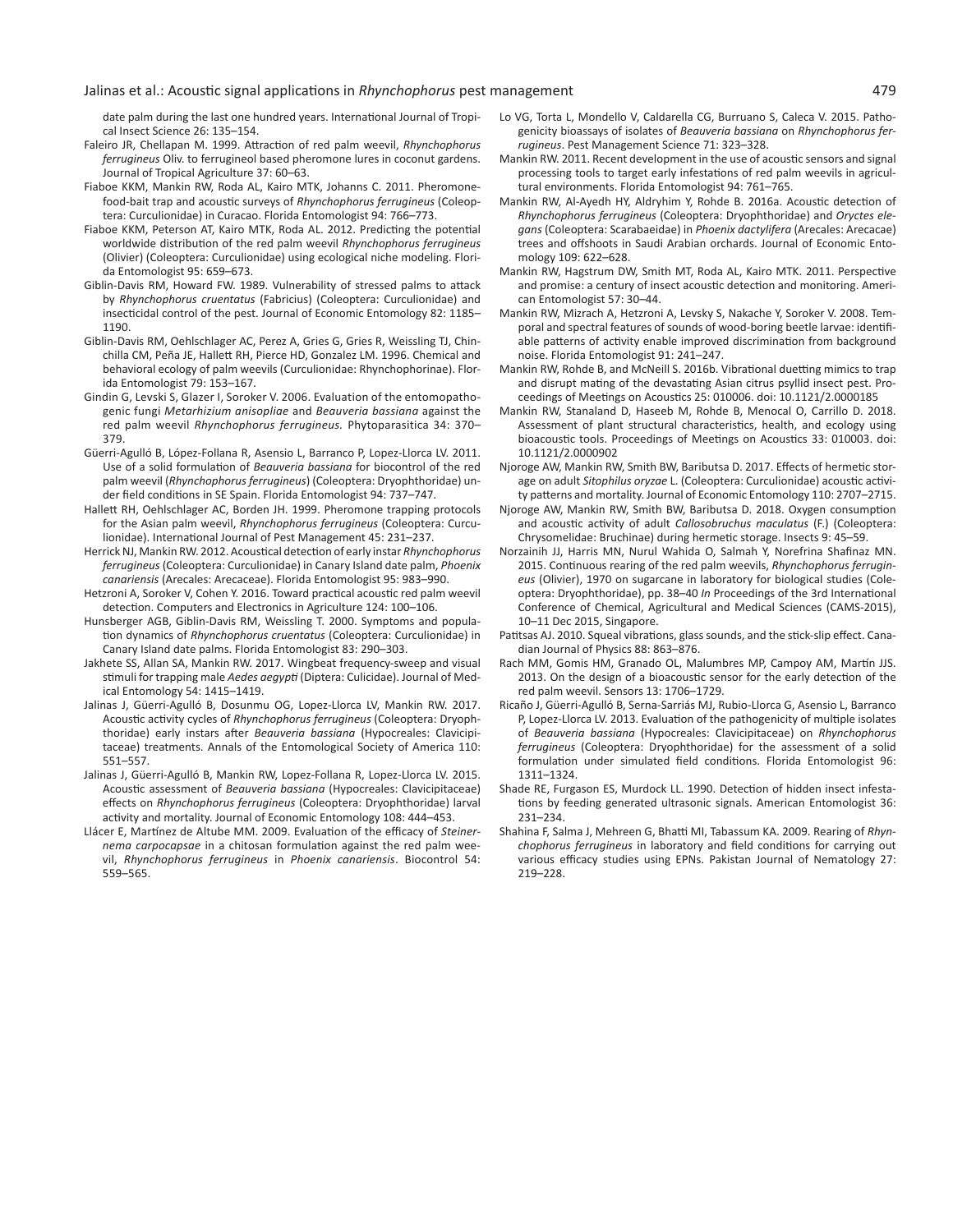date palm during the last one hundred years. International Journal of Tropical Insect Science 26: 135–154.

Faleiro JR, Chellapan M. 1999. Attraction of red palm weevil, *Rhynchophorus ferrugineus* Oliv. to ferrugineol based pheromone lures in coconut gardens. Journal of Tropical Agriculture 37: 60–63.

Fiaboe KKM, Mankin RW, Roda AL, Kairo MTK, Johanns C. 2011. Pheromone-food-bait trap and acoustic surveys of *Rhynchophorus ferrugineus* (Coleoptera: Curculionidae) in Curacao. Florida Entomologist 94: 766–773.

Fiaboe KKM, Peterson AT, Kairo MTK, Roda AL. 2012. Predicting the potential worldwide distribution of the red palm weevil *Rhynchophorus ferrugineus* (Olivier) (Coleoptera: Curculionidae) using ecological niche modeling. Florida Entomologist 95: 659–673.

Giblin-Davis RM, Howard FW. 1989. Vulnerability of stressed palms to attack by *Rhynchophorus cruentatus* (Fabricius) (Coleoptera: Curculionidae) and insecticidal control of the pest. Journal of Economic Entomology 82: 1185–1190.

Giblin-Davis RM, Oehlschlager AC, Perez A, Gries G, Gries R, Weissling TJ, Chinchilla CM, Peña JE, Hallett RH, Pierce HD, Gonzalez LM. 1996. Chemical and behavioral ecology of palm weevils (Curculionidae: Rhynchophorinae). Florida Entomologist 79: 153–167.

Gindin G, Levski S, Glazer I, Soroker V. 2006. Evaluation of the entomopathogenic fungi *Metarhizium anisopliae* and *Beauveria bassiana* against the red palm weevil *Rhynchophorus ferrugineus*. Phytoparasitica 34: 370–379.

Güerri-Agulló B, López-Follana R, Asensio L, Barranco P, Lopez-Llorca LV. 2011. Use of a solid formulation of *Beauveria bassiana* for biocontrol of the red palm weevil (*Rhynchophorus ferrugineus*) (Coleoptera: Dryophthoridae) under field conditions in SE Spain. Florida Entomologist 94: 737–747.

Hallett RH, Oehlschlager AC, Borden JH. 1999. Pheromone trapping protocols for the Asian palm weevil, *Rhynchophorus ferrugineus* (Coleoptera: Curculionidae). International Journal of Pest Management 45: 231–237.

Herrick NJ, Mankin RW. 2012. Acoustical detection of early instar *Rhynchophorus ferrugineus* (Coleoptera: Curculionidae) in Canary Island date palm, *Phoenix canariensis* (Arecales: Arecaceae). Florida Entomologist 95: 983–990.

Hetzroni A, Soroker V, Cohen Y. 2016. Toward practical acoustic red palm weevil detection. Computers and Electronics in Agriculture 124: 100–106.

Hunsberger AGB, Giblin-Davis RM, Weissling T. 2000. Symptoms and population dynamics of *Rhynchophorus cruentatus* (Coleoptera: Curculionidae) in Canary Island date palms. Florida Entomologist 83: 290–303.

Jakhete SS, Allan SA, Mankin RW. 2017. Wingbeat frequency-sweep and visual stimuli for trapping male *Aedes aegypti* (Diptera: Culicidae). Journal of Medical Entomology 54: 1415–1419.

Jalinas J, Güerri-Agulló B, Dosunmu OG, Lopez-Llorca LV, Mankin RW. 2017. Acoustic activity cycles of *Rhynchophorus ferrugineus* (Coleoptera: Dryophthoridae) early instars after *Beauveria bassiana* (Hypocreales: Clavicipitaceae) treatments. Annals of the Entomological Society of America 110: 551–557.

Jalinas J, Güerri-Agulló B, Mankin RW, Lopez-Follana R, Lopez-Llorca LV. 2015. Acoustic assessment of *Beauveria bassiana* (Hypocreales: Clavicipitaceae) effects on *Rhynchophorus ferrugineus* (Coleoptera: Dryophthoridae) larval activity and mortality. Journal of Economic Entomology 108: 444–453.

Llácer E, Martínez de Altube MM. 2009. Evaluation of the efficacy of *Steinernema carpocapsae* in a chitosan formulation against the red palm weevil, *Rhynchophorus ferrugineus* in *Phoenix canariensis*. Biocontrol 54: 559–565.

Lo VG, Torta L, Mondello V, Caldarella CG, Burruano S, Caleca V. 2015. Pathogenicity bioassays of isolates of *Beauveria bassiana* on *Rhynchophorus ferrugineus*. Pest Management Science 71: 323–328.

Mankin RW. 2011. Recent development in the use of acoustic sensors and signal processing tools to target early infestations of red palm weevils in agricultural environments. Florida Entomologist 94: 761–765.

Mankin RW, Al-Ayedh HY, Aldryhim Y, Rohde B. 2016a. Acoustic detection of *Rhynchophorus ferrugineus* (Coleoptera: Dryophthoridae) and *Oryctes elegans* (Coleoptera: Scarabaeidae) in *Phoenix dactylifera* (Arecales: Arecacae) trees and offshoots in Saudi Arabian orchards. Journal of Economic Entomology 109: 622–628.

Mankin RW, Hagstrum DW, Smith MT, Roda AL, Kairo MTK. 2011. Perspective and promise: a century of insect acoustic detection and monitoring. American Entomologist 57: 30–44.

Mankin RW, Mizrach A, Hetzroni A, Levsky S, Nakache Y, Soroker V. 2008. Temporal and spectral features of sounds of wood-boring beetle larvae: identifiable patterns of activity enable improved discrimination from background noise. Florida Entomologist 91: 241–247.

Mankin RW, Rohde B, and McNeill S. 2016b. Vibrational duetting mimics to trap and disrupt mating of the devastating Asian citrus psyllid insect pest. Proceedings of Meetings on Acoustics 25: 010006. doi: 10.1121/2.0000185

Mankin RW, Stanaland D, Haseeb M, Rohde B, Menocal O, Carrillo D. 2018. Assessment of plant structural characteristics, health, and ecology using bioacoustic tools. Proceedings of Meetings on Acoustics 33: 010003. doi: 10.1121/2.0000902

Njoroge AW, Mankin RW, Smith BW, Baributsa D. 2017. Effects of hermetic storage on adult *Sitophilus oryzae* L. (Coleoptera: Curculionidae) acoustic activity patterns and mortality. Journal of Economic Entomology 110: 2707–2715.

Njoroge AW, Mankin RW, Smith BW, Baributsa D. 2018. Oxygen consumption and acoustic activity of adult *Callosobruchus maculatus* (F.) (Coleoptera: Chrysomelidae: Bruchinae) during hermetic storage. Insects 9: 45–59.

Norzainih JJ, Harris MN, Nurul Wahida O, Salmah Y, Norefrina Shafinaz MN. 2015. Continuous rearing of the red palm weevils, *Rhynchophorus ferrugineus* (Olivier), 1970 on sugarcane in laboratory for biological studies (Coleoptera: Dryophthoridae), pp. 38–40 *In* Proceedings of the 3rd International Conference of Chemical, Agricultural and Medical Sciences (CAMS-2015), 10–11 Dec 2015, Singapore.

Patitsas AJ. 2010. Squeal vibrations, glass sounds, and the stick-slip effect. Canadian Journal of Physics 88: 863–876.

Rach MM, Gomis HM, Granado OL, Malumbres MP, Campoy AM, Martín JJS. 2013. On the design of a bioacoustic sensor for the early detection of the red palm weevil. Sensors 13: 1706–1729.

Ricaño J, Güerri-Agulló B, Serna-Sarriás MJ, Rubio-Llorca G, Asensio L, Barranco P, Lopez-Llorca LV. 2013. Evaluation of the pathogenicity of multiple isolates of *Beauveria bassiana* (Hypocreales: Clavicipitaceae) on *Rhynchophorus ferrugineus* (Coleoptera: Dryophthoridae) for the assessment of a solid formulation under simulated field conditions. Florida Entomologist 96: 1311–1324.

Shade RE, Furgason ES, Murdock LL. 1990. Detection of hidden insect infestations by feeding generated ultrasonic signals. American Entomologist 36: 231–234.

Shahina F, Salma J, Mehreen G, Bhatti MI, Tabassum KA. 2009. Rearing of *Rhynchophorus ferrugineus* in laboratory and field conditions for carrying out various efficacy studies using EPNs. Pakistan Journal of Nematology 27: 219–228.